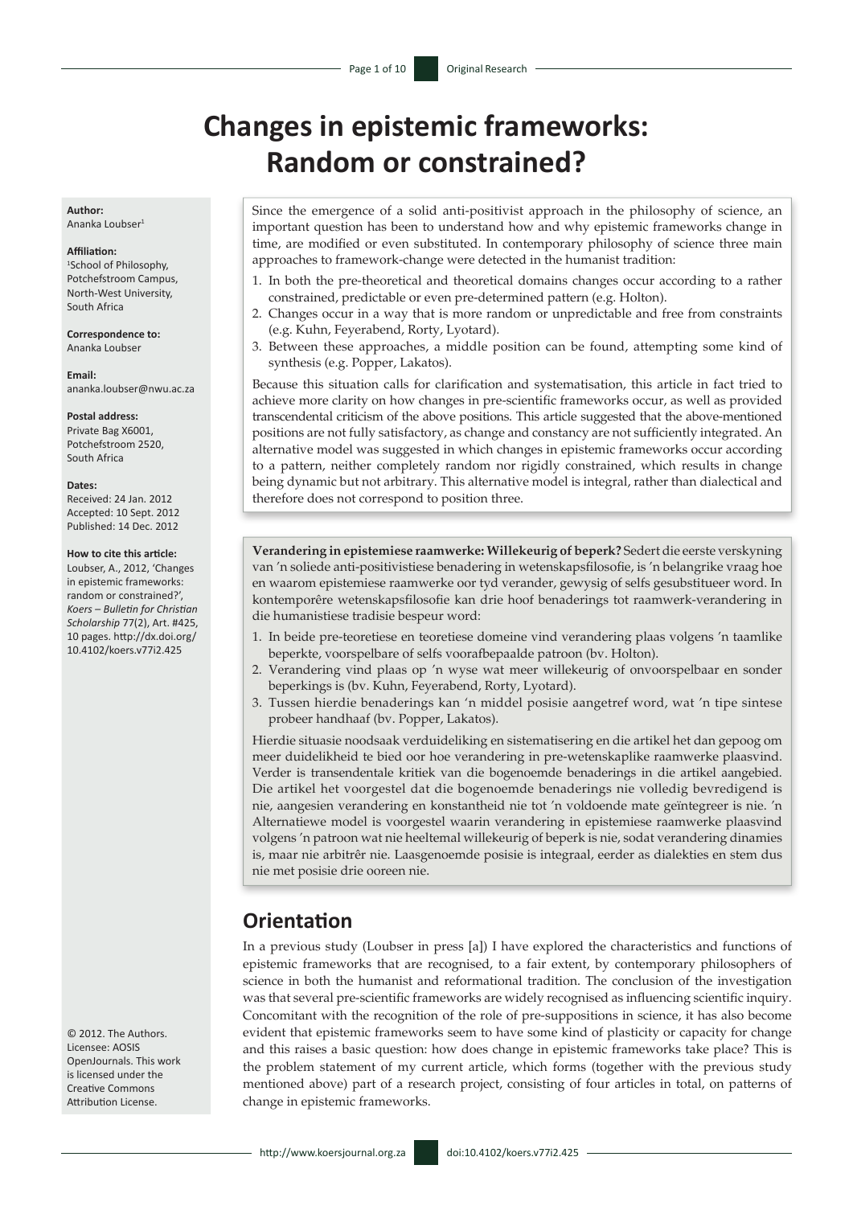# Changes in epistemic frameworks: Random or constrained?

**Author:**
Ananka Loubser[1]

**Affiliation:**
[1]School of Philosophy, Potchefstroom Campus, North-West University, South Africa

**Correspondence to:**
Ananka Loubser

**Email:**
ananka.loubser@nwu.ac.za

**Postal address:**
Private Bag X6001, Potchefstroom 2520, South Africa

**Dates:**
Received: 24 Jan. 2012
Accepted: 10 Sept. 2012
Published: 14 Dec. 2012

**How to cite this article:**
Loubser, A., 2012, 'Changes in epistemic frameworks: random or constrained?', *Koers – Bulletin for Christian Scholarship* 77(2), Art. #425, 10 pages. http://dx.doi.org/10.4102/koers.v77i2.425

© 2012. The Authors. Licensee: AOSIS OpenJournals. This work is licensed under the Creative Commons Attribution License.

Since the emergence of a solid anti-positivist approach in the philosophy of science, an important question has been to understand how and why epistemic frameworks change in time, are modified or even substituted. In contemporary philosophy of science three main approaches to framework-change were detected in the humanist tradition:

1. In both the pre-theoretical and theoretical domains changes occur according to a rather constrained, predictable or even pre-determined pattern (e.g. Holton).
2. Changes occur in a way that is more random or unpredictable and free from constraints (e.g. Kuhn, Feyerabend, Rorty, Lyotard).
3. Between these approaches, a middle position can be found, attempting some kind of synthesis (e.g. Popper, Lakatos).

Because this situation calls for clarification and systematisation, this article in fact tried to achieve more clarity on how changes in pre-scientific frameworks occur, as well as provided transcendental criticism of the above positions. This article suggested that the above-mentioned positions are not fully satisfactory, as change and constancy are not sufficiently integrated. An alternative model was suggested in which changes in epistemic frameworks occur according to a pattern, neither completely random nor rigidly constrained, which results in change being dynamic but not arbitrary. This alternative model is integral, rather than dialectical and therefore does not correspond to position three.

**Verandering in epistemiese raamwerke: Willekeurig of beperk?** Sedert die eerste verskyning van 'n soliede anti-positivistiese benadering in wetenskapsfilosofie, is 'n belangrike vraag hoe en waarom epistemiese raamwerke oor tyd verander, gewysig of selfs gesubstitueer word. In kontemporêre wetenskapsfilosofie kan drie hoof benaderings tot raamwerk-verandering in die humanistiese tradisie bespeur word:

1. In beide pre-teoretiese en teoretiese domeine vind verandering plaas volgens 'n taamlike beperkte, voorspelbare of selfs voorafbepaalde patroon (bv. Holton).
2. Verandering vind plaas op 'n wyse wat meer willekeurig of onvoorspelbaar en sonder beperkings is (bv. Kuhn, Feyerabend, Rorty, Lyotard).
3. Tussen hierdie benaderings kan 'n middel posisie aangetref word, wat 'n tipe sintese probeer handhaaf (bv. Popper, Lakatos).

Hierdie situasie noodsaak verduideliking en sistematisering en die artikel het dan gepoog om meer duidelikheid te bied oor hoe verandering in pre-wetenskaplike raamwerke plaasvind. Verder is transendentale kritiek van die bogenoemde benaderings in die artikel aangebied. Die artikel het voorgestel dat die bogenoemde benaderings nie volledig bevredigend is nie, aangesien verandering en konstantheid nie tot 'n voldoende mate geïntegreer is nie. 'n Alternatiewe model is voorgestel waarin verandering in epistemiese raamwerke plaasvind volgens 'n patroon wat nie heeltemal willekeurig of beperk is nie, sodat verandering dinamies is, maar nie arbitrêr nie. Laasgenoemde posisie is integraal, eerder as dialekties en stem dus nie met posisie drie ooreen nie.

## Orientation

In a previous study (Loubser in press [a]) I have explored the characteristics and functions of epistemic frameworks that are recognised, to a fair extent, by contemporary philosophers of science in both the humanist and reformational tradition. The conclusion of the investigation was that several pre-scientific frameworks are widely recognised as influencing scientific inquiry. Concomitant with the recognition of the role of pre-suppositions in science, it has also become evident that epistemic frameworks seem to have some kind of plasticity or capacity for change and this raises a basic question: how does change in epistemic frameworks take place? This is the problem statement of my current article, which forms (together with the previous study mentioned above) part of a research project, consisting of four articles in total, on patterns of change in epistemic frameworks.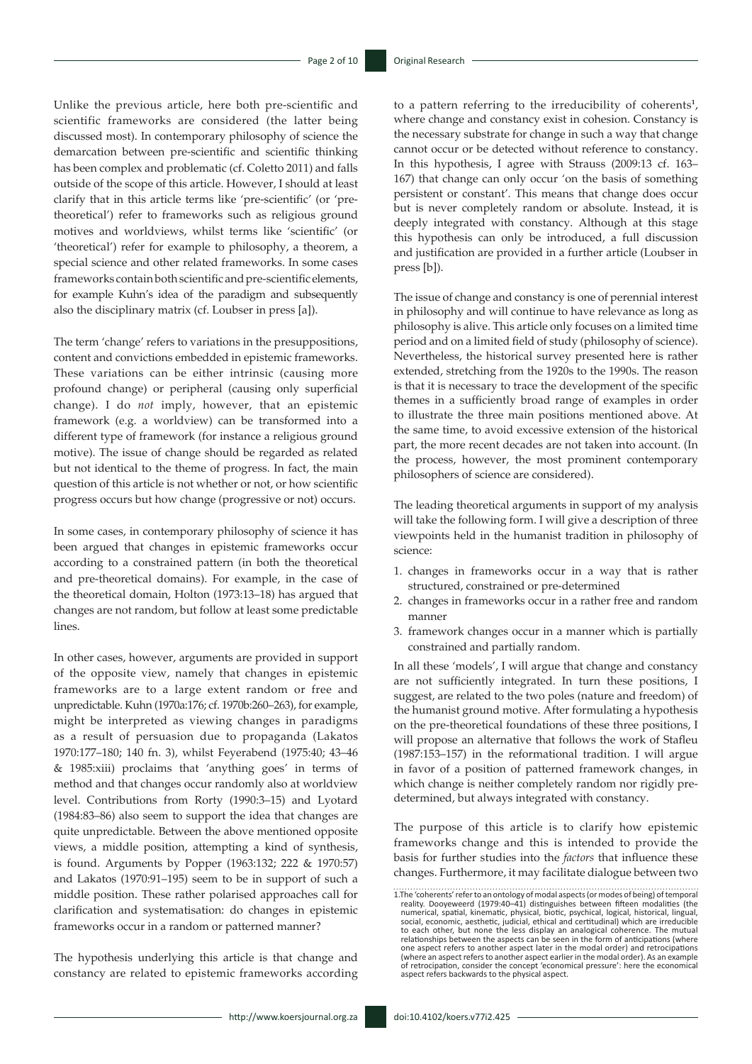Unlike the previous article, here both pre-scientific and scientific frameworks are considered (the latter being discussed most). In contemporary philosophy of science the demarcation between pre-scientific and scientific thinking has been complex and problematic (cf. Coletto 2011) and falls outside of the scope of this article. However, I should at least clarify that in this article terms like 'pre-scientific' (or 'pre-theoretical') refer to frameworks such as religious ground motives and worldviews, whilst terms like 'scientific' (or 'theoretical') refer for example to philosophy, a theorem, a special science and other related frameworks. In some cases frameworks contain both scientific and pre-scientific elements, for example Kuhn's idea of the paradigm and subsequently also the disciplinary matrix (cf. Loubser in press [a]).

The term 'change' refers to variations in the presuppositions, content and convictions embedded in epistemic frameworks. These variations can be either intrinsic (causing more profound change) or peripheral (causing only superficial change). I do *not* imply, however, that an epistemic framework (e.g. a worldview) can be transformed into a different type of framework (for instance a religious ground motive). The issue of change should be regarded as related but not identical to the theme of progress. In fact, the main question of this article is not whether or not, or how scientific progress occurs but how change (progressive or not) occurs.

In some cases, in contemporary philosophy of science it has been argued that changes in epistemic frameworks occur according to a constrained pattern (in both the theoretical and pre-theoretical domains). For example, in the case of the theoretical domain, Holton (1973:13–18) has argued that changes are not random, but follow at least some predictable lines.

In other cases, however, arguments are provided in support of the opposite view, namely that changes in epistemic frameworks are to a large extent random or free and unpredictable. Kuhn (1970a:176; cf. 1970b:260–263), for example, might be interpreted as viewing changes in paradigms as a result of persuasion due to propaganda (Lakatos 1970:177–180; 140 fn. 3), whilst Feyerabend (1975:40; 43–46 & 1985:xiii) proclaims that 'anything goes' in terms of method and that changes occur randomly also at worldview level. Contributions from Rorty (1990:3–15) and Lyotard (1984:83–86) also seem to support the idea that changes are quite unpredictable. Between the above mentioned opposite views, a middle position, attempting a kind of synthesis, is found. Arguments by Popper (1963:132; 222 & 1970:57) and Lakatos (1970:91–195) seem to be in support of such a middle position. These rather polarised approaches call for clarification and systematisation: do changes in epistemic frameworks occur in a random or patterned manner?

The hypothesis underlying this article is that change and constancy are related to epistemic frameworks according to a pattern referring to the irreducibility of coherents[1], where change and constancy exist in cohesion. Constancy is the necessary substrate for change in such a way that change cannot occur or be detected without reference to constancy. In this hypothesis, I agree with Strauss (2009:13 cf. 163–167) that change can only occur 'on the basis of something persistent or constant'. This means that change does occur but is never completely random or absolute. Instead, it is deeply integrated with constancy. Although at this stage this hypothesis can only be introduced, a full discussion and justification are provided in a further article (Loubser in press [b]).

The issue of change and constancy is one of perennial interest in philosophy and will continue to have relevance as long as philosophy is alive. This article only focuses on a limited time period and on a limited field of study (philosophy of science). Nevertheless, the historical survey presented here is rather extended, stretching from the 1920s to the 1990s. The reason is that it is necessary to trace the development of the specific themes in a sufficiently broad range of examples in order to illustrate the three main positions mentioned above. At the same time, to avoid excessive extension of the historical part, the more recent decades are not taken into account. (In the process, however, the most prominent contemporary philosophers of science are considered).

The leading theoretical arguments in support of my analysis will take the following form. I will give a description of three viewpoints held in the humanist tradition in philosophy of science:

1. changes in frameworks occur in a way that is rather structured, constrained or pre-determined
2. changes in frameworks occur in a rather free and random manner
3. framework changes occur in a manner which is partially constrained and partially random.

In all these 'models', I will argue that change and constancy are not sufficiently integrated. In turn these positions, I suggest, are related to the two poles (nature and freedom) of the humanist ground motive. After formulating a hypothesis on the pre-theoretical foundations of these three positions, I will propose an alternative that follows the work of Stafleu (1987:153–157) in the reformational tradition. I will argue in favor of a position of patterned framework changes, in which change is neither completely random nor rigidly pre-determined, but always integrated with constancy.

The purpose of this article is to clarify how epistemic frameworks change and this is intended to provide the basis for further studies into the *factors* that influence these changes. Furthermore, it may facilitate dialogue between two

1. The 'coherents' refer to an ontology of modal aspects (or modes of being) of temporal reality. Dooyeweerd (1979:40–41) distinguishes between fifteen modalities (the numerical, spatial, kinematic, physical, biotic, psychical, logical, historical, lingual, social, economic, aesthetic, judicial, ethical and certitudinal) which are irreducible to each other, but none the less display an analogical coherence. The mutual relationships between the aspects can be seen in the form of anticipations (where one aspect refers to another aspect later in the modal order) and retrocipations (where an aspect refers to another aspect earlier in the modal order). As an example of retrocipation, consider the concept 'economical pressure': here the economical aspect refers backwards to the physical aspect.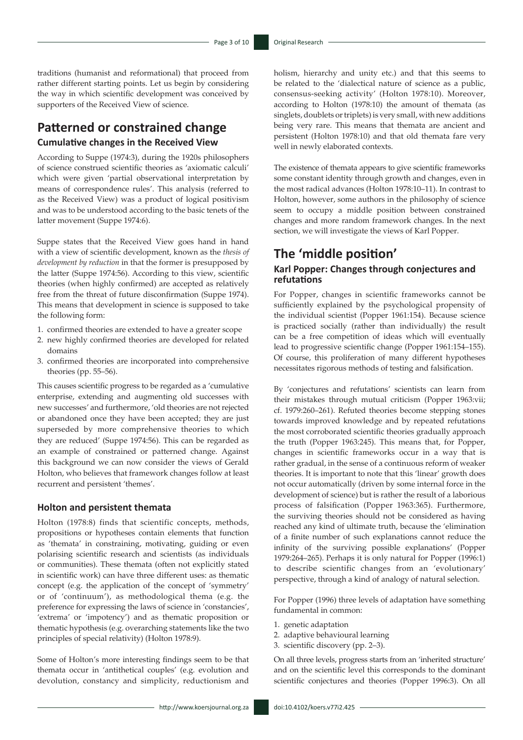traditions (humanist and reformational) that proceed from rather different starting points. Let us begin by considering the way in which scientific development was conceived by supporters of the Received View of science.

## Patterned or constrained change

### Cumulative changes in the Received View

According to Suppe (1974:3), during the 1920s philosophers of science construed scientific theories as 'axiomatic calculi' which were given 'partial observational interpretation by means of correspondence rules'. This analysis (referred to as the Received View) was a product of logical positivism and was to be understood according to the basic tenets of the latter movement (Suppe 1974:6).

Suppe states that the Received View goes hand in hand with a view of scientific development, known as the *thesis of development by reduction* in that the former is presupposed by the latter (Suppe 1974:56). According to this view, scientific theories (when highly confirmed) are accepted as relatively free from the threat of future disconfirmation (Suppe 1974). This means that development in science is supposed to take the following form:

1. confirmed theories are extended to have a greater scope
2. new highly confirmed theories are developed for related domains
3. confirmed theories are incorporated into comprehensive theories (pp. 55–56).

This causes scientific progress to be regarded as a 'cumulative enterprise, extending and augmenting old successes with new successes' and furthermore, 'old theories are not rejected or abandoned once they have been accepted; they are just superseded by more comprehensive theories to which they are reduced' (Suppe 1974:56). This can be regarded as an example of constrained or patterned change. Against this background we can now consider the views of Gerald Holton, who believes that framework changes follow at least recurrent and persistent 'themes'.

### Holton and persistent themata

Holton (1978:8) finds that scientific concepts, methods, propositions or hypotheses contain elements that function as 'themata' in constraining, motivating, guiding or even polarising scientific research and scientists (as individuals or communities). These themata (often not explicitly stated in scientific work) can have three different uses: as thematic concept (e.g. the application of the concept of 'symmetry' or of 'continuum'), as methodological thema (e.g. the preference for expressing the laws of science in 'constancies', 'extrema' or 'impotency') and as thematic proposition or thematic hypothesis (e.g. overarching statements like the two principles of special relativity) (Holton 1978:9).

Some of Holton's more interesting findings seem to be that themata occur in 'antithetical couples' (e.g. evolution and devolution, constancy and simplicity, reductionism and holism, hierarchy and unity etc.) and that this seems to be related to the 'dialectical nature of science as a public, consensus-seeking activity' (Holton 1978:10). Moreover, according to Holton (1978:10) the amount of themata (as singlets, doublets or triplets) is very small, with new additions being very rare. This means that themata are ancient and persistent (Holton 1978:10) and that old themata fare very well in newly elaborated contexts.

The existence of themata appears to give scientific frameworks some constant identity through growth and changes, even in the most radical advances (Holton 1978:10–11). In contrast to Holton, however, some authors in the philosophy of science seem to occupy a middle position between constrained changes and more random framework changes. In the next section, we will investigate the views of Karl Popper.

## The 'middle position'

### Karl Popper: Changes through conjectures and refutations

For Popper, changes in scientific frameworks cannot be sufficiently explained by the psychological propensity of the individual scientist (Popper 1961:154). Because science is practiced socially (rather than individually) the result can be a free competition of ideas which will eventually lead to progressive scientific change (Popper 1961:154–155). Of course, this proliferation of many different hypotheses necessitates rigorous methods of testing and falsification.

By 'conjectures and refutations' scientists can learn from their mistakes through mutual criticism (Popper 1963:vii; cf. 1979:260–261). Refuted theories become stepping stones towards improved knowledge and by repeated refutations the most corroborated scientific theories gradually approach the truth (Popper 1963:245). This means that, for Popper, changes in scientific frameworks occur in a way that is rather gradual, in the sense of a continuous reform of weaker theories. It is important to note that this 'linear' growth does not occur automatically (driven by some internal force in the development of science) but is rather the result of a laborious process of falsification (Popper 1963:365). Furthermore, the surviving theories should not be considered as having reached any kind of ultimate truth, because the 'elimination of a finite number of such explanations cannot reduce the infinity of the surviving possible explanations' (Popper 1979:264–265). Perhaps it is only natural for Popper (1996:1) to describe scientific changes from an 'evolutionary' perspective, through a kind of analogy of natural selection.

For Popper (1996) three levels of adaptation have something fundamental in common:

1. genetic adaptation
2. adaptive behavioural learning
3. scientific discovery (pp. 2–3).

On all three levels, progress starts from an 'inherited structure' and on the scientific level this corresponds to the dominant scientific conjectures and theories (Popper 1996:3). On all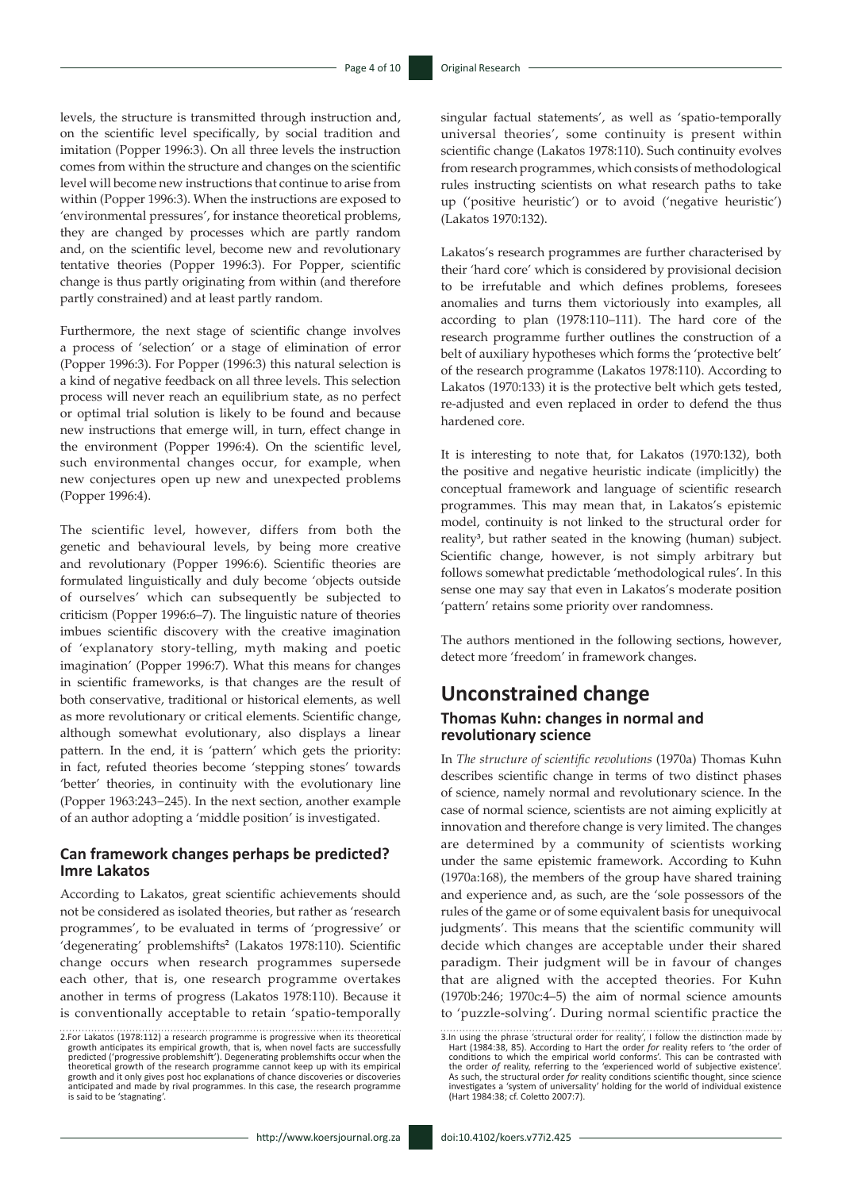levels, the structure is transmitted through instruction and, on the scientific level specifically, by social tradition and imitation (Popper 1996:3). On all three levels the instruction comes from within the structure and changes on the scientific level will become new instructions that continue to arise from within (Popper 1996:3). When the instructions are exposed to 'environmental pressures', for instance theoretical problems, they are changed by processes which are partly random and, on the scientific level, become new and revolutionary tentative theories (Popper 1996:3). For Popper, scientific change is thus partly originating from within (and therefore partly constrained) and at least partly random.

Furthermore, the next stage of scientific change involves a process of 'selection' or a stage of elimination of error (Popper 1996:3). For Popper (1996:3) this natural selection is a kind of negative feedback on all three levels. This selection process will never reach an equilibrium state, as no perfect or optimal trial solution is likely to be found and because new instructions that emerge will, in turn, effect change in the environment (Popper 1996:4). On the scientific level, such environmental changes occur, for example, when new conjectures open up new and unexpected problems (Popper 1996:4).

The scientific level, however, differs from both the genetic and behavioural levels, by being more creative and revolutionary (Popper 1996:6). Scientific theories are formulated linguistically and duly become 'objects outside of ourselves' which can subsequently be subjected to criticism (Popper 1996:6–7). The linguistic nature of theories imbues scientific discovery with the creative imagination of 'explanatory story-telling, myth making and poetic imagination' (Popper 1996:7). What this means for changes in scientific frameworks, is that changes are the result of both conservative, traditional or historical elements, as well as more revolutionary or critical elements. Scientific change, although somewhat evolutionary, also displays a linear pattern. In the end, it is 'pattern' which gets the priority: in fact, refuted theories become 'stepping stones' towards 'better' theories, in continuity with the evolutionary line (Popper 1963:243–245). In the next section, another example of an author adopting a 'middle position' is investigated.

### Can framework changes perhaps be predicted? Imre Lakatos

According to Lakatos, great scientific achievements should not be considered as isolated theories, but rather as 'research programmes', to be evaluated in terms of 'progressive' or 'degenerating' problemshifts[2] (Lakatos 1978:110). Scientific change occurs when research programmes supersede each other, that is, one research programme overtakes another in terms of progress (Lakatos 1978:110). Because it is conventionally acceptable to retain 'spatio-temporally singular factual statements', as well as 'spatio-temporally universal theories', some continuity is present within scientific change (Lakatos 1978:110). Such continuity evolves from research programmes, which consists of methodological rules instructing scientists on what research paths to take up ('positive heuristic') or to avoid ('negative heuristic') (Lakatos 1970:132).

Lakatos's research programmes are further characterised by their 'hard core' which is considered by provisional decision to be irrefutable and which defines problems, foresees anomalies and turns them victoriously into examples, all according to plan (1978:110–111). The hard core of the research programme further outlines the construction of a belt of auxiliary hypotheses which forms the 'protective belt' of the research programme (Lakatos 1978:110). According to Lakatos (1970:133) it is the protective belt which gets tested, re-adjusted and even replaced in order to defend the thus hardened core.

It is interesting to note that, for Lakatos (1970:132), both the positive and negative heuristic indicate (implicitly) the conceptual framework and language of scientific research programmes. This may mean that, in Lakatos's epistemic model, continuity is not linked to the structural order for reality[3], but rather seated in the knowing (human) subject. Scientific change, however, is not simply arbitrary but follows somewhat predictable 'methodological rules'. In this sense one may say that even in Lakatos's moderate position 'pattern' retains some priority over randomness.

The authors mentioned in the following sections, however, detect more 'freedom' in framework changes.

## Unconstrained change

### Thomas Kuhn: changes in normal and revolutionary science

In *The structure of scientific revolutions* (1970a) Thomas Kuhn describes scientific change in terms of two distinct phases of science, namely normal and revolutionary science. In the case of normal science, scientists are not aiming explicitly at innovation and therefore change is very limited. The changes are determined by a community of scientists working under the same epistemic framework. According to Kuhn (1970a:168), the members of the group have shared training and experience and, as such, are the 'sole possessors of the rules of the game or of some equivalent basis for unequivocal judgments'. This means that the scientific community will decide which changes are acceptable under their shared paradigm. Their judgment will be in favour of changes that are aligned with the accepted theories. For Kuhn (1970b:246; 1970c:4–5) the aim of normal science amounts to 'puzzle-solving'. During normal scientific practice the

2. For Lakatos (1978:112) a research programme is progressive when its theoretical growth anticipates its empirical growth, that is, when novel facts are successfully predicted ('progressive problemshift'). Degenerating problemshifts occur when the theoretical growth of the research programme cannot keep up with its empirical growth and it only gives post hoc explanations of chance discoveries or discoveries anticipated and made by rival programmes. In this case, the research programme is said to be 'stagnating'.

3. In using the phrase 'structural order for reality', I follow the distinction made by Hart (1984:38, 85). According to Hart the order *for* reality refers to 'the order of conditions to which the empirical world conforms'. This can be contrasted with the order *of* reality, referring to the 'experienced world of subjective existence'. As such, the structural order *for* reality conditions scientific thought, since science investigates a 'system of universality' holding for the world of individual existence (Hart 1984:38; cf. Coletto 2007:7).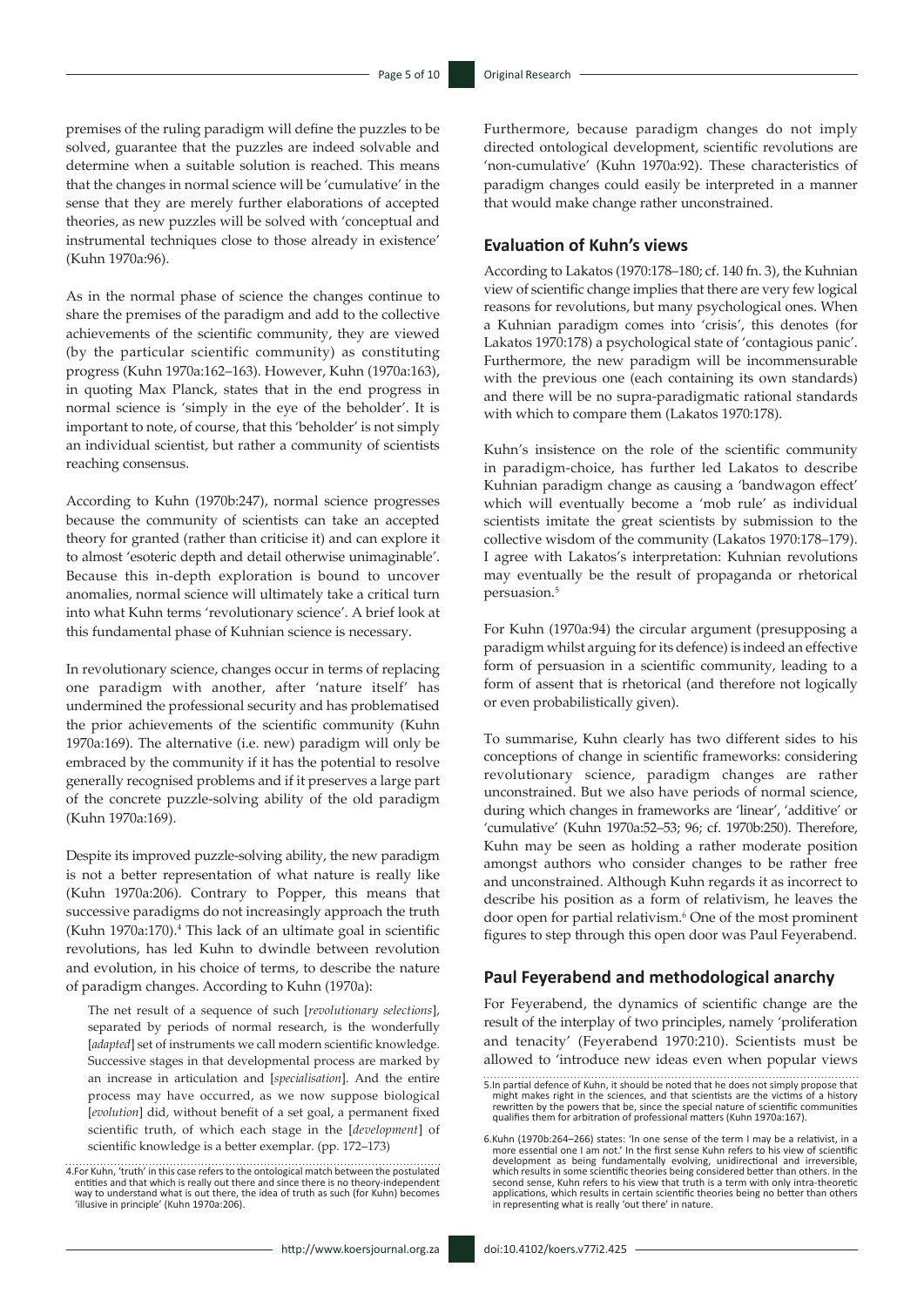premises of the ruling paradigm will define the puzzles to be solved, guarantee that the puzzles are indeed solvable and determine when a suitable solution is reached. This means that the changes in normal science will be 'cumulative' in the sense that they are merely further elaborations of accepted theories, as new puzzles will be solved with 'conceptual and instrumental techniques close to those already in existence' (Kuhn 1970a:96).

As in the normal phase of science the changes continue to share the premises of the paradigm and add to the collective achievements of the scientific community, they are viewed (by the particular scientific community) as constituting progress (Kuhn 1970a:162–163). However, Kuhn (1970a:163), in quoting Max Planck, states that in the end progress in normal science is 'simply in the eye of the beholder'. It is important to note, of course, that this 'beholder' is not simply an individual scientist, but rather a community of scientists reaching consensus.

According to Kuhn (1970b:247), normal science progresses because the community of scientists can take an accepted theory for granted (rather than criticise it) and can explore it to almost 'esoteric depth and detail otherwise unimaginable'. Because this in-depth exploration is bound to uncover anomalies, normal science will ultimately take a critical turn into what Kuhn terms 'revolutionary science'. A brief look at this fundamental phase of Kuhnian science is necessary.

In revolutionary science, changes occur in terms of replacing one paradigm with another, after 'nature itself' has undermined the professional security and has problematised the prior achievements of the scientific community (Kuhn 1970a:169). The alternative (i.e. new) paradigm will only be embraced by the community if it has the potential to resolve generally recognised problems and if it preserves a large part of the concrete puzzle-solving ability of the old paradigm (Kuhn 1970a:169).

Despite its improved puzzle-solving ability, the new paradigm is not a better representation of what nature is really like (Kuhn 1970a:206). Contrary to Popper, this means that successive paradigms do not increasingly approach the truth (Kuhn 1970a:170).[4] This lack of an ultimate goal in scientific revolutions, has led Kuhn to dwindle between revolution and evolution, in his choice of terms, to describe the nature of paradigm changes. According to Kuhn (1970a):

> The net result of a sequence of such [*revolutionary selections*], separated by periods of normal research, is the wonderfully [*adapted*] set of instruments we call modern scientific knowledge. Successive stages in that developmental process are marked by an increase in articulation and [*specialisation*]. And the entire process may have occurred, as we now suppose biological [*evolution*] did, without benefit of a set goal, a permanent fixed scientific truth, of which each stage in the [*development*] of scientific knowledge is a better exemplar. (pp. 172–173)

Furthermore, because paradigm changes do not imply directed ontological development, scientific revolutions are 'non-cumulative' (Kuhn 1970a:92). These characteristics of paradigm changes could easily be interpreted in a manner that would make change rather unconstrained.

## Evaluation of Kuhn's views

According to Lakatos (1970:178–180; cf. 140 fn. 3), the Kuhnian view of scientific change implies that there are very few logical reasons for revolutions, but many psychological ones. When a Kuhnian paradigm comes into 'crisis', this denotes (for Lakatos 1970:178) a psychological state of 'contagious panic'. Furthermore, the new paradigm will be incommensurable with the previous one (each containing its own standards) and there will be no supra-paradigmatic rational standards with which to compare them (Lakatos 1970:178).

Kuhn's insistence on the role of the scientific community in paradigm-choice, has further led Lakatos to describe Kuhnian paradigm change as causing a 'bandwagon effect' which will eventually become a 'mob rule' as individual scientists imitate the great scientists by submission to the collective wisdom of the community (Lakatos 1970:178–179). I agree with Lakatos's interpretation: Kuhnian revolutions may eventually be the result of propaganda or rhetorical persuasion.[5]

For Kuhn (1970a:94) the circular argument (presupposing a paradigm whilst arguing for its defence) is indeed an effective form of persuasion in a scientific community, leading to a form of assent that is rhetorical (and therefore not logically or even probabilistically given).

To summarise, Kuhn clearly has two different sides to his conceptions of change in scientific frameworks: considering revolutionary science, paradigm changes are rather unconstrained. But we also have periods of normal science, during which changes in frameworks are 'linear', 'additive' or 'cumulative' (Kuhn 1970a:52–53; 96; cf. 1970b:250). Therefore, Kuhn may be seen as holding a rather moderate position amongst authors who consider changes to be rather free and unconstrained. Although Kuhn regards it as incorrect to describe his position as a form of relativism, he leaves the door open for partial relativism.[6] One of the most prominent figures to step through this open door was Paul Feyerabend.

## Paul Feyerabend and methodological anarchy

For Feyerabend, the dynamics of scientific change are the result of the interplay of two principles, namely 'proliferation and tenacity' (Feyerabend 1970:210). Scientists must be allowed to 'introduce new ideas even when popular views

---

4. For Kuhn, 'truth' in this case refers to the ontological match between the postulated entities and that which is really out there and since there is no theory-independent way to understand what is out there, the idea of truth as such (for Kuhn) becomes 'illusive in principle' (Kuhn 1970a:206).

5. In partial defence of Kuhn, it should be noted that he does not simply propose that might makes right in the sciences, and that scientists are the victims of a history rewritten by the powers that be, since the special nature of scientific communities qualifies them for arbitration of professional matters (Kuhn 1970a:167).

6. Kuhn (1970b:264–266) states: 'In one sense of the term I may be a relativist, in a more essential one I am not.' In the first sense Kuhn refers to his view of scientific development as being fundamentally evolving, unidirectional and irreversible, which results in some scientific theories being considered better than others. In the second sense, Kuhn refers to his view that truth is a term with only intra-theoretic applications, which results in certain scientific theories being no better than others in representing what is really 'out there' in nature.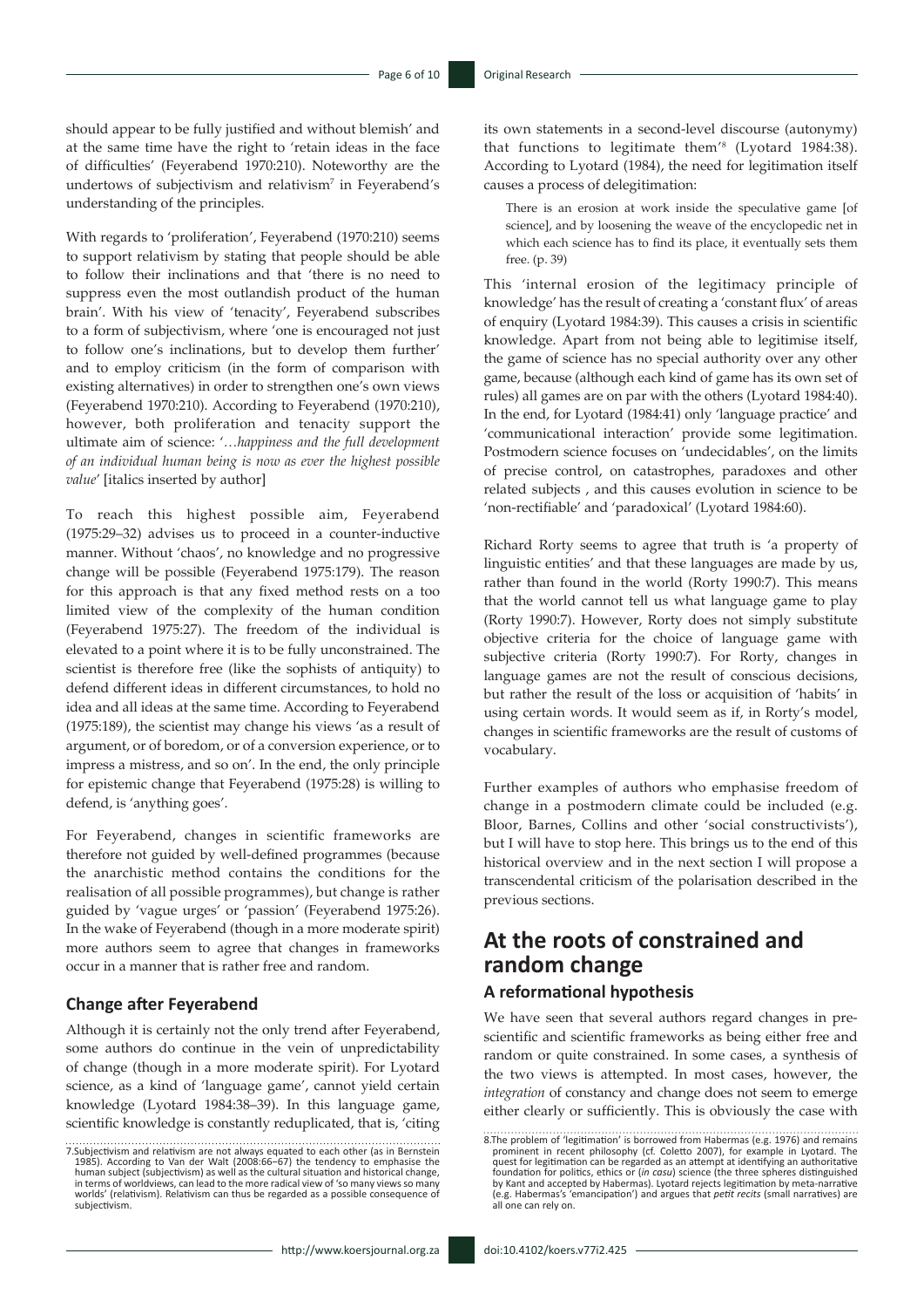should appear to be fully justified and without blemish' and at the same time have the right to 'retain ideas in the face of difficulties' (Feyerabend 1970:210). Noteworthy are the undertows of subjectivism and relativism[7] in Feyerabend's understanding of the principles.

With regards to 'proliferation', Feyerabend (1970:210) seems to support relativism by stating that people should be able to follow their inclinations and that 'there is no need to suppress even the most outlandish product of the human brain'. With his view of 'tenacity', Feyerabend subscribes to a form of subjectivism, where 'one is encouraged not just to follow one's inclinations, but to develop them further' and to employ criticism (in the form of comparison with existing alternatives) in order to strengthen one's own views (Feyerabend 1970:210). According to Feyerabend (1970:210), however, both proliferation and tenacity support the ultimate aim of science: '*…happiness and the full development of an individual human being is now as ever the highest possible value*' [italics inserted by author]

To reach this highest possible aim, Feyerabend (1975:29–32) advises us to proceed in a counter-inductive manner. Without 'chaos', no knowledge and no progressive change will be possible (Feyerabend 1975:179). The reason for this approach is that any fixed method rests on a too limited view of the complexity of the human condition (Feyerabend 1975:27). The freedom of the individual is elevated to a point where it is to be fully unconstrained. The scientist is therefore free (like the sophists of antiquity) to defend different ideas in different circumstances, to hold no idea and all ideas at the same time. According to Feyerabend (1975:189), the scientist may change his views 'as a result of argument, or of boredom, or of a conversion experience, or to impress a mistress, and so on'. In the end, the only principle for epistemic change that Feyerabend (1975:28) is willing to defend, is 'anything goes'.

For Feyerabend, changes in scientific frameworks are therefore not guided by well-defined programmes (because the anarchistic method contains the conditions for the realisation of all possible programmes), but change is rather guided by 'vague urges' or 'passion' (Feyerabend 1975:26). In the wake of Feyerabend (though in a more moderate spirit) more authors seem to agree that changes in frameworks occur in a manner that is rather free and random.

### Change after Feyerabend

Although it is certainly not the only trend after Feyerabend, some authors do continue in the vein of unpredictability of change (though in a more moderate spirit). For Lyotard science, as a kind of 'language game', cannot yield certain knowledge (Lyotard 1984:38–39). In this language game, scientific knowledge is constantly reduplicated, that is, 'citing its own statements in a second-level discourse (autonymy) that functions to legitimate them'[8] (Lyotard 1984:38). According to Lyotard (1984), the need for legitimation itself causes a process of delegitimation:

> There is an erosion at work inside the speculative game [of science], and by loosening the weave of the encyclopedic net in which each science has to find its place, it eventually sets them free. (p. 39)

This 'internal erosion of the legitimacy principle of knowledge' has the result of creating a 'constant flux' of areas of enquiry (Lyotard 1984:39). This causes a crisis in scientific knowledge. Apart from not being able to legitimise itself, the game of science has no special authority over any other game, because (although each kind of game has its own set of rules) all games are on par with the others (Lyotard 1984:40). In the end, for Lyotard (1984:41) only 'language practice' and 'communicational interaction' provide some legitimation. Postmodern science focuses on 'undecidables', on the limits of precise control, on catastrophes, paradoxes and other related subjects , and this causes evolution in science to be 'non-rectifiable' and 'paradoxical' (Lyotard 1984:60).

Richard Rorty seems to agree that truth is 'a property of linguistic entities' and that these languages are made by us, rather than found in the world (Rorty 1990:7). This means that the world cannot tell us what language game to play (Rorty 1990:7). However, Rorty does not simply substitute objective criteria for the choice of language game with subjective criteria (Rorty 1990:7). For Rorty, changes in language games are not the result of conscious decisions, but rather the result of the loss or acquisition of 'habits' in using certain words. It would seem as if, in Rorty's model, changes in scientific frameworks are the result of customs of vocabulary.

Further examples of authors who emphasise freedom of change in a postmodern climate could be included (e.g. Bloor, Barnes, Collins and other 'social constructivists'), but I will have to stop here. This brings us to the end of this historical overview and in the next section I will propose a transcendental criticism of the polarisation described in the previous sections.

## At the roots of constrained and random change

### A reformational hypothesis

We have seen that several authors regard changes in pre-scientific and scientific frameworks as being either free and random or quite constrained. In some cases, a synthesis of the two views is attempted. In most cases, however, the *integration* of constancy and change does not seem to emerge either clearly or sufficiently. This is obviously the case with

7. Subjectivism and relativism are not always equated to each other (as in Bernstein 1985). According to Van der Walt (2008:66–67) the tendency to emphasise the human subject (subjectivism) as well as the cultural situation and historical change, in terms of worldviews, can lead to the more radical view of 'so many views so many worlds' (relativism). Relativism can thus be regarded as a possible consequence of subjectivism.

8. The problem of 'legitimation' is borrowed from Habermas (e.g. 1976) and remains prominent in recent philosophy (cf. Coletto 2007), for example in Lyotard. The quest for legitimation can be regarded as an attempt at identifying an authoritative foundation for politics, ethics or (*in casu*) science (the three spheres distinguished by Kant and accepted by Habermas). Lyotard rejects legitimation by meta-narrative (e.g. Habermas's 'emancipation') and argues that *petit recits* (small narratives) are all one can rely on.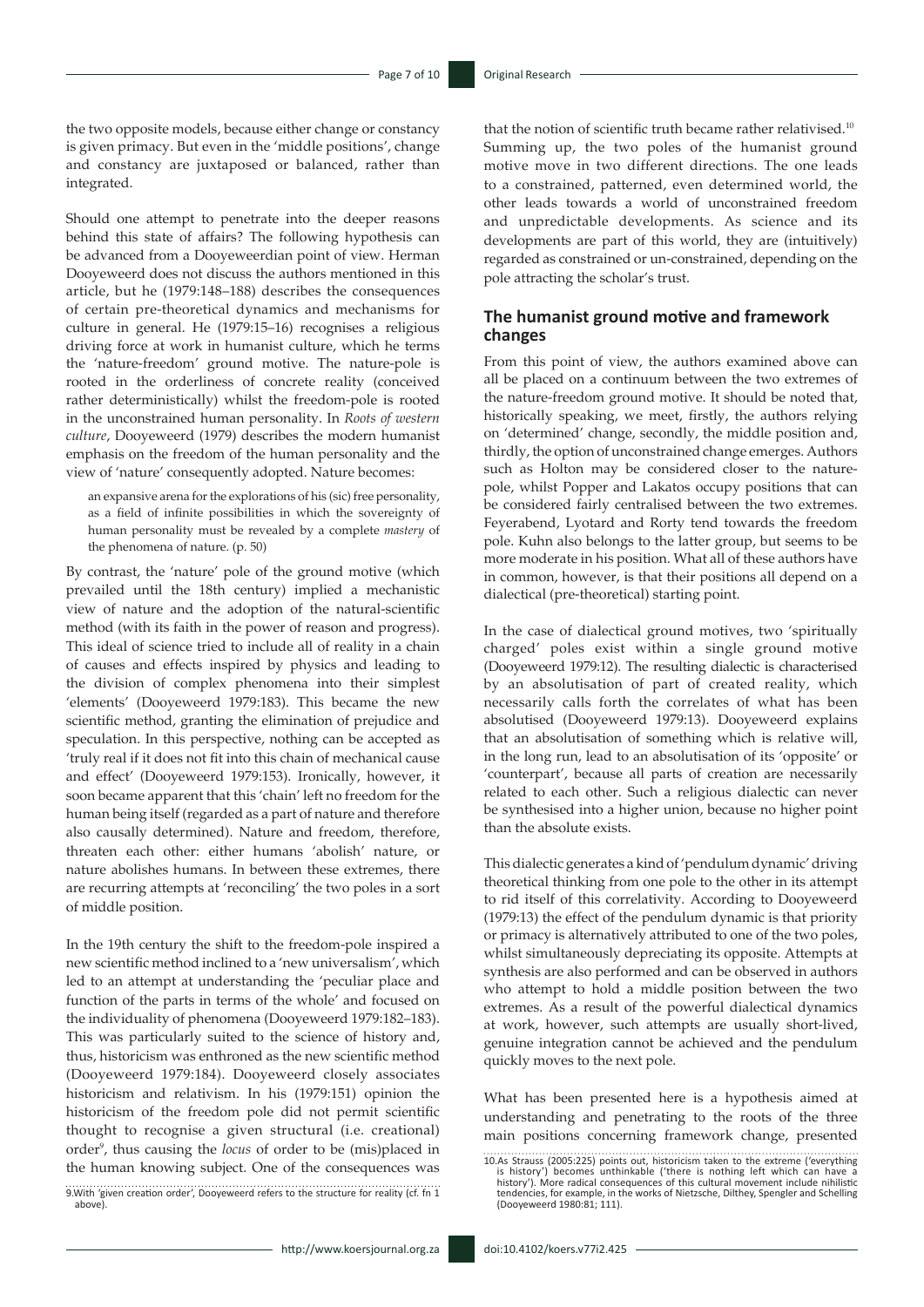the two opposite models, because either change or constancy is given primacy. But even in the 'middle positions', change and constancy are juxtaposed or balanced, rather than integrated.

Should one attempt to penetrate into the deeper reasons behind this state of affairs? The following hypothesis can be advanced from a Dooyeweerdian point of view. Herman Dooyeweerd does not discuss the authors mentioned in this article, but he (1979:148–188) describes the consequences of certain pre-theoretical dynamics and mechanisms for culture in general. He (1979:15–16) recognises a religious driving force at work in humanist culture, which he terms the 'nature-freedom' ground motive. The nature-pole is rooted in the orderliness of concrete reality (conceived rather deterministically) whilst the freedom-pole is rooted in the unconstrained human personality. In *Roots of western culture*, Dooyeweerd (1979) describes the modern humanist emphasis on the freedom of the human personality and the view of 'nature' consequently adopted. Nature becomes:

> an expansive arena for the explorations of his (sic) free personality, as a field of infinite possibilities in which the sovereignty of human personality must be revealed by a complete *mastery* of the phenomena of nature. (p. 50)

By contrast, the 'nature' pole of the ground motive (which prevailed until the 18th century) implied a mechanistic view of nature and the adoption of the natural-scientific method (with its faith in the power of reason and progress). This ideal of science tried to include all of reality in a chain of causes and effects inspired by physics and leading to the division of complex phenomena into their simplest 'elements' (Dooyeweerd 1979:183). This became the new scientific method, granting the elimination of prejudice and speculation. In this perspective, nothing can be accepted as 'truly real if it does not fit into this chain of mechanical cause and effect' (Dooyeweerd 1979:153). Ironically, however, it soon became apparent that this 'chain' left no freedom for the human being itself (regarded as a part of nature and therefore also causally determined). Nature and freedom, therefore, threaten each other: either humans 'abolish' nature, or nature abolishes humans. In between these extremes, there are recurring attempts at 'reconciling' the two poles in a sort of middle position.

In the 19th century the shift to the freedom-pole inspired a new scientific method inclined to a 'new universalism', which led to an attempt at understanding the 'peculiar place and function of the parts in terms of the whole' and focused on the individuality of phenomena (Dooyeweerd 1979:182–183). This was particularly suited to the science of history and, thus, historicism was enthroned as the new scientific method (Dooyeweerd 1979:184). Dooyeweerd closely associates historicism and relativism. In his (1979:151) opinion the historicism of the freedom pole did not permit scientific thought to recognise a given structural (i.e. creational) order[9], thus causing the *locus* of order to be (mis)placed in the human knowing subject. One of the consequences was that the notion of scientific truth became rather relativised.[10] Summing up, the two poles of the humanist ground motive move in two different directions. The one leads to a constrained, patterned, even determined world, the other leads towards a world of unconstrained freedom and unpredictable developments. As science and its developments are part of this world, they are (intuitively) regarded as constrained or un-constrained, depending on the pole attracting the scholar's trust.

## The humanist ground motive and framework changes

From this point of view, the authors examined above can all be placed on a continuum between the two extremes of the nature-freedom ground motive. It should be noted that, historically speaking, we meet, firstly, the authors relying on 'determined' change, secondly, the middle position and, thirdly, the option of unconstrained change emerges. Authors such as Holton may be considered closer to the nature-pole, whilst Popper and Lakatos occupy positions that can be considered fairly centralised between the two extremes. Feyerabend, Lyotard and Rorty tend towards the freedom pole. Kuhn also belongs to the latter group, but seems to be more moderate in his position. What all of these authors have in common, however, is that their positions all depend on a dialectical (pre-theoretical) starting point.

In the case of dialectical ground motives, two 'spiritually charged' poles exist within a single ground motive (Dooyeweerd 1979:12). The resulting dialectic is characterised by an absolutisation of part of created reality, which necessarily calls forth the correlates of what has been absolutised (Dooyeweerd 1979:13). Dooyeweerd explains that an absolutisation of something which is relative will, in the long run, lead to an absolutisation of its 'opposite' or 'counterpart', because all parts of creation are necessarily related to each other. Such a religious dialectic can never be synthesised into a higher union, because no higher point than the absolute exists.

This dialectic generates a kind of 'pendulum dynamic' driving theoretical thinking from one pole to the other in its attempt to rid itself of this correlativity. According to Dooyeweerd (1979:13) the effect of the pendulum dynamic is that priority or primacy is alternatively attributed to one of the two poles, whilst simultaneously depreciating its opposite. Attempts at synthesis are also performed and can be observed in authors who attempt to hold a middle position between the two extremes. As a result of the powerful dialectical dynamics at work, however, such attempts are usually short-lived, genuine integration cannot be achieved and the pendulum quickly moves to the next pole.

What has been presented here is a hypothesis aimed at understanding and penetrating to the roots of the three main positions concerning framework change, presented

9. With 'given creation order', Dooyeweerd refers to the structure for reality (cf. fn 1 above).

10. As Strauss (2005:225) points out, historicism taken to the extreme ('everything is history') becomes unthinkable ('there is nothing left which can have a history'). More radical consequences of this cultural movement include nihilistic tendencies, for example, in the works of Nietzsche, Dilthey, Spengler and Schelling (Dooyeweerd 1980:81; 111).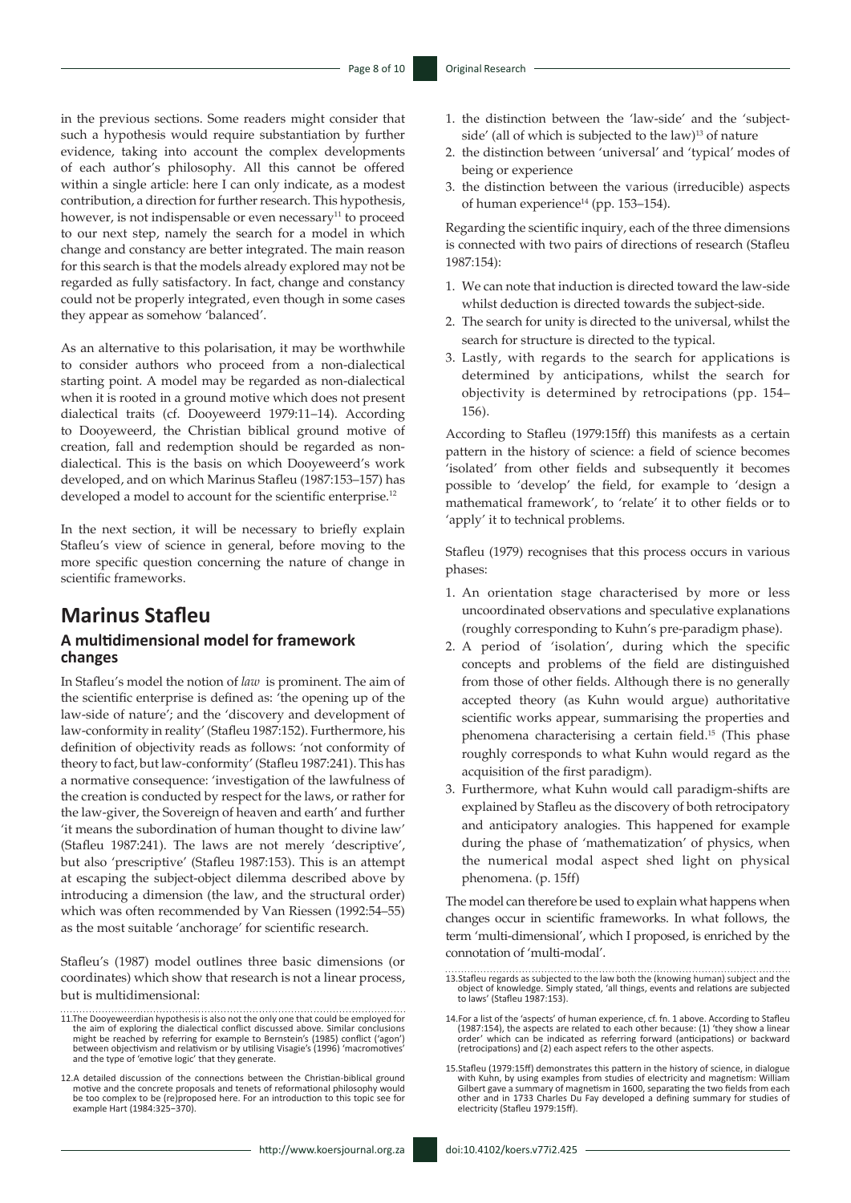in the previous sections. Some readers might consider that such a hypothesis would require substantiation by further evidence, taking into account the complex developments of each author's philosophy. All this cannot be offered within a single article: here I can only indicate, as a modest contribution, a direction for further research. This hypothesis, however, is not indispensable or even necessary[11] to proceed to our next step, namely the search for a model in which change and constancy are better integrated. The main reason for this search is that the models already explored may not be regarded as fully satisfactory. In fact, change and constancy could not be properly integrated, even though in some cases they appear as somehow 'balanced'.

As an alternative to this polarisation, it may be worthwhile to consider authors who proceed from a non-dialectical starting point. A model may be regarded as non-dialectical when it is rooted in a ground motive which does not present dialectical traits (cf. Dooyeweerd 1979:11–14). According to Dooyeweerd, the Christian biblical ground motive of creation, fall and redemption should be regarded as non-dialectical. This is the basis on which Dooyeweerd's work developed, and on which Marinus Stafleu (1987:153–157) has developed a model to account for the scientific enterprise.[12]

In the next section, it will be necessary to briefly explain Stafleu's view of science in general, before moving to the more specific question concerning the nature of change in scientific frameworks.

## Marinus Stafleu

### A multidimensional model for framework changes

In Stafleu's model the notion of *law* is prominent. The aim of the scientific enterprise is defined as: 'the opening up of the law-side of nature'; and the 'discovery and development of law-conformity in reality' (Stafleu 1987:152). Furthermore, his definition of objectivity reads as follows: 'not conformity of theory to fact, but law-conformity' (Stafleu 1987:241). This has a normative consequence: 'investigation of the lawfulness of the creation is conducted by respect for the laws, or rather for the law-giver, the Sovereign of heaven and earth' and further 'it means the subordination of human thought to divine law' (Stafleu 1987:241). The laws are not merely 'descriptive', but also 'prescriptive' (Stafleu 1987:153). This is an attempt at escaping the subject-object dilemma described above by introducing a dimension (the law, and the structural order) which was often recommended by Van Riessen (1992:54–55) as the most suitable 'anchorage' for scientific research.

Stafleu's (1987) model outlines three basic dimensions (or coordinates) which show that research is not a linear process, but is multidimensional:

1. the distinction between the 'law-side' and the 'subject-side' (all of which is subjected to the law)[13] of nature
2. the distinction between 'universal' and 'typical' modes of being or experience
3. the distinction between the various (irreducible) aspects of human experience[14] (pp. 153–154).

Regarding the scientific inquiry, each of the three dimensions is connected with two pairs of directions of research (Stafleu 1987:154):

1. We can note that induction is directed toward the law-side whilst deduction is directed towards the subject-side.
2. The search for unity is directed to the universal, whilst the search for structure is directed to the typical.
3. Lastly, with regards to the search for applications is determined by anticipations, whilst the search for objectivity is determined by retrocipations (pp. 154–156).

According to Stafleu (1979:15ff) this manifests as a certain pattern in the history of science: a field of science becomes 'isolated' from other fields and subsequently it becomes possible to 'develop' the field, for example to 'design a mathematical framework', to 'relate' it to other fields or to 'apply' it to technical problems.

Stafleu (1979) recognises that this process occurs in various phases:

1. An orientation stage characterised by more or less uncoordinated observations and speculative explanations (roughly corresponding to Kuhn's pre-paradigm phase).
2. A period of 'isolation', during which the specific concepts and problems of the field are distinguished from those of other fields. Although there is no generally accepted theory (as Kuhn would argue) authoritative scientific works appear, summarising the properties and phenomena characterising a certain field.[15] (This phase roughly corresponds to what Kuhn would regard as the acquisition of the first paradigm).
3. Furthermore, what Kuhn would call paradigm-shifts are explained by Stafleu as the discovery of both retrocipatory and anticipatory analogies. This happened for example during the phase of 'mathematization' of physics, when the numerical modal aspect shed light on physical phenomena. (p. 15ff)

The model can therefore be used to explain what happens when changes occur in scientific frameworks. In what follows, the term 'multi-dimensional', which I proposed, is enriched by the connotation of 'multi-modal'.

---

11. The Dooyeweerdian hypothesis is also not the only one that could be employed for the aim of exploring the dialectical conflict discussed above. Similar conclusions might be reached by referring for example to Bernstein's (1985) conflict ('agon') between objectivism and relativism or by utilising Visagie's (1996) 'macromotives' and the type of 'emotive logic' that they generate.

12. A detailed discussion of the connections between the Christian-biblical ground motive and the concrete proposals and tenets of reformational philosophy would be too complex to be (re)proposed here. For an introduction to this topic see for example Hart (1984:325–370).

13. Stafleu regards as subjected to the law both the (knowing human) subject and the object of knowledge. Simply stated, 'all things, events and relations are subjected to laws' (Stafleu 1987:153).

14. For a list of the 'aspects' of human experience, cf. fn. 1 above. According to Stafleu (1987:154), the aspects are related to each other because: (1) 'they show a linear order' which can be indicated as referring forward (anticipations) or backward (retrocipations) and (2) each aspect refers to the other aspects.

15. Stafleu (1979:15ff) demonstrates this pattern in the history of science, in dialogue with Kuhn, by using examples from studies of electricity and magnetism: William Gilbert gave a summary of magnetism in 1600, separating the two fields from each other and in 1733 Charles Du Fay developed a defining summary for studies of electricity (Stafleu 1979:15ff).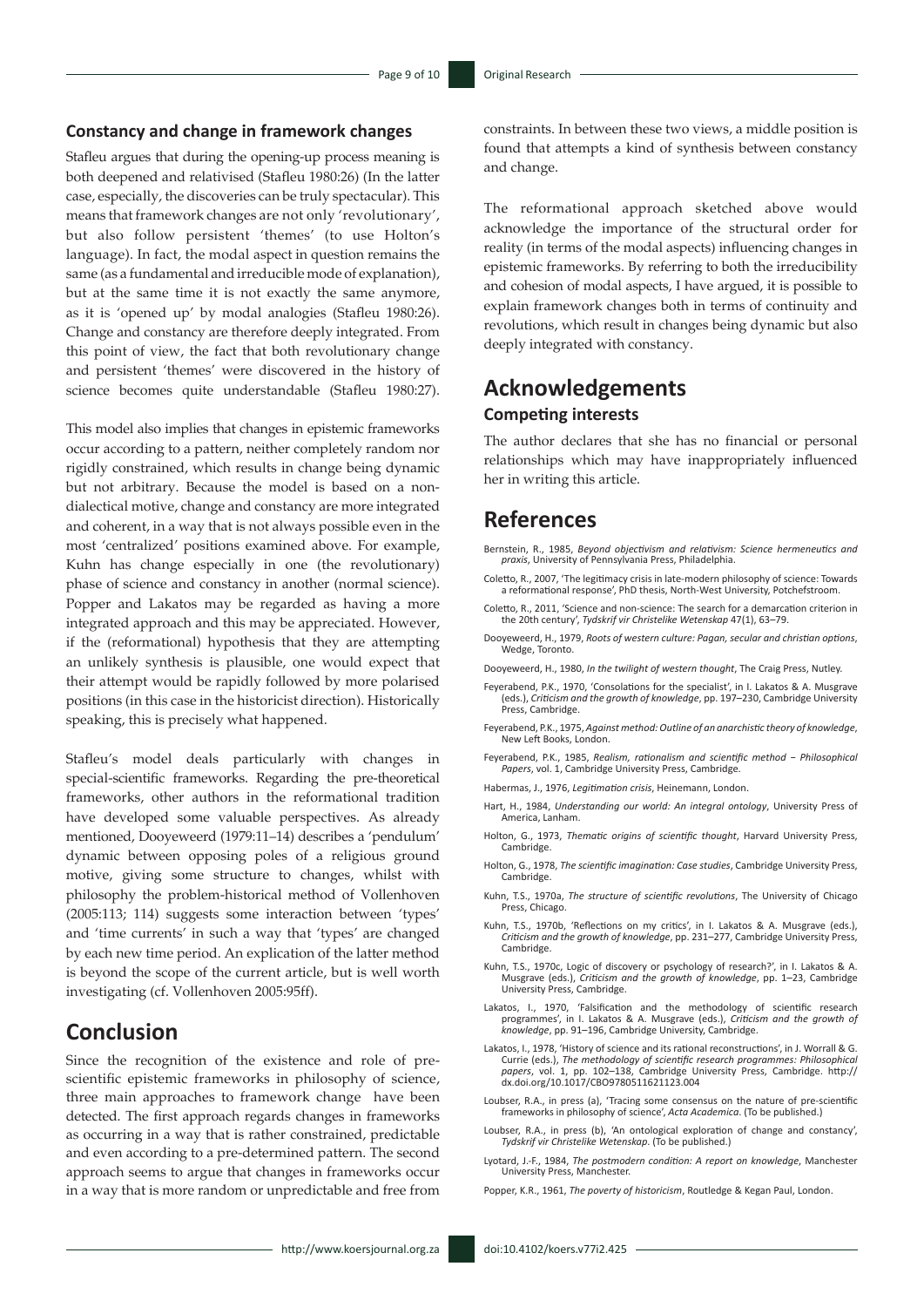### Constancy and change in framework changes

Stafleu argues that during the opening-up process meaning is both deepened and relativised (Stafleu 1980:26) (In the latter case, especially, the discoveries can be truly spectacular). This means that framework changes are not only 'revolutionary', but also follow persistent 'themes' (to use Holton's language). In fact, the modal aspect in question remains the same (as a fundamental and irreducible mode of explanation), but at the same time it is not exactly the same anymore, as it is 'opened up' by modal analogies (Stafleu 1980:26). Change and constancy are therefore deeply integrated. From this point of view, the fact that both revolutionary change and persistent 'themes' were discovered in the history of science becomes quite understandable (Stafleu 1980:27).

This model also implies that changes in epistemic frameworks occur according to a pattern, neither completely random nor rigidly constrained, which results in change being dynamic but not arbitrary. Because the model is based on a non-dialectical motive, change and constancy are more integrated and coherent, in a way that is not always possible even in the most 'centralized' positions examined above. For example, Kuhn has change especially in one (the revolutionary) phase of science and constancy in another (normal science). Popper and Lakatos may be regarded as having a more integrated approach and this may be appreciated. However, if the (reformational) hypothesis that they are attempting an unlikely synthesis is plausible, one would expect that their attempt would be rapidly followed by more polarised positions (in this case in the historicist direction). Historically speaking, this is precisely what happened.

Stafleu's model deals particularly with changes in special-scientific frameworks. Regarding the pre-theoretical frameworks, other authors in the reformational tradition have developed some valuable perspectives. As already mentioned, Dooyeweerd (1979:11–14) describes a 'pendulum' dynamic between opposing poles of a religious ground motive, giving some structure to changes, whilst with philosophy the problem-historical method of Vollenhoven (2005:113; 114) suggests some interaction between 'types' and 'time currents' in such a way that 'types' are changed by each new time period. An explication of the latter method is beyond the scope of the current article, but is well worth investigating (cf. Vollenhoven 2005:95ff).

## Conclusion

Since the recognition of the existence and role of pre-scientific epistemic frameworks in philosophy of science, three main approaches to framework change have been detected. The first approach regards changes in frameworks as occurring in a way that is rather constrained, predictable and even according to a pre-determined pattern. The second approach seems to argue that changes in frameworks occur in a way that is more random or unpredictable and free from constraints. In between these two views, a middle position is found that attempts a kind of synthesis between constancy and change.

The reformational approach sketched above would acknowledge the importance of the structural order for reality (in terms of the modal aspects) influencing changes in epistemic frameworks. By referring to both the irreducibility and cohesion of modal aspects, I have argued, it is possible to explain framework changes both in terms of continuity and revolutions, which result in changes being dynamic but also deeply integrated with constancy.

## Acknowledgements

### Competing interests

The author declares that she has no financial or personal relationships which may have inappropriately influenced her in writing this article.

## References

Bernstein, R., 1985, *Beyond objectivism and relativism: Science hermeneutics and praxis*, University of Pennsylvania Press, Philadelphia.

Coletto, R., 2007, 'The legitimacy crisis in late-modern philosophy of science: Towards a reformational response', PhD thesis, North-West University, Potchefstroom.

Coletto, R., 2011, 'Science and non-science: The search for a demarcation criterion in the 20th century', *Tydskrif vir Christelike Wetenskap* 47(1), 63–79.

Dooyeweerd, H., 1979, *Roots of western culture: Pagan, secular and christian options*, Wedge, Toronto.

Dooyeweerd, H., 1980, *In the twilight of western thought*, The Craig Press, Nutley.

Feyerabend, P.K., 1970, 'Consolations for the specialist', in I. Lakatos & A. Musgrave (eds.), *Criticism and the growth of knowledge*, pp. 197–230, Cambridge University Press, Cambridge.

Feyerabend, P.K., 1975, *Against method: Outline of an anarchistic theory of knowledge*, New Left Books, London.

Feyerabend, P.K., 1985, *Realism, rationalism and scientific method – Philosophical Papers*, vol. 1, Cambridge University Press, Cambridge.

Habermas, J., 1976, *Legitimation crisis*, Heinemann, London.

Hart, H., 1984, *Understanding our world: An integral ontology*, University Press of America, Lanham.

Holton, G., 1973, *Thematic origins of scientific thought*, Harvard University Press, Cambridge.

Holton, G., 1978, *The scientific imagination: Case studies*, Cambridge University Press, Cambridge.

Kuhn, T.S., 1970a, *The structure of scientific revolutions*, The University of Chicago Press, Chicago.

Kuhn, T.S., 1970b, 'Reflections on my critics', in I. Lakatos & A. Musgrave (eds.), *Criticism and the growth of knowledge*, pp. 231–277, Cambridge University Press, Cambridge.

Kuhn, T.S., 1970c, Logic of discovery or psychology of research?', in I. Lakatos & A. Musgrave (eds.), *Criticism and the growth of knowledge*, pp. 1–23, Cambridge University Press, Cambridge.

Lakatos, I., 1970, 'Falsification and the methodology of scientific research programmes', in I. Lakatos & A. Musgrave (eds.), *Criticism and the growth of knowledge*, pp. 91–196, Cambridge University, Cambridge.

Lakatos, I., 1978, 'History of science and its rational reconstructions', in J. Worrall & G. Currie (eds.), *The methodology of scientific research programmes: Philosophical papers*, vol. 1, pp. 102–138, Cambridge University Press, Cambridge. http://dx.doi.org/10.1017/CBO9780511621123.004

Loubser, R.A., in press (a), 'Tracing some consensus on the nature of pre-scientific frameworks in philosophy of science', *Acta Academica*. (To be published.)

Loubser, R.A., in press (b), 'An ontological exploration of change and constancy', *Tydskrif vir Christelike Wetenskap*. (To be published.)

Lyotard, J.-F., 1984, *The postmodern condition: A report on knowledge*, Manchester University Press, Manchester.

Popper, K.R., 1961, *The poverty of historicism*, Routledge & Kegan Paul, London.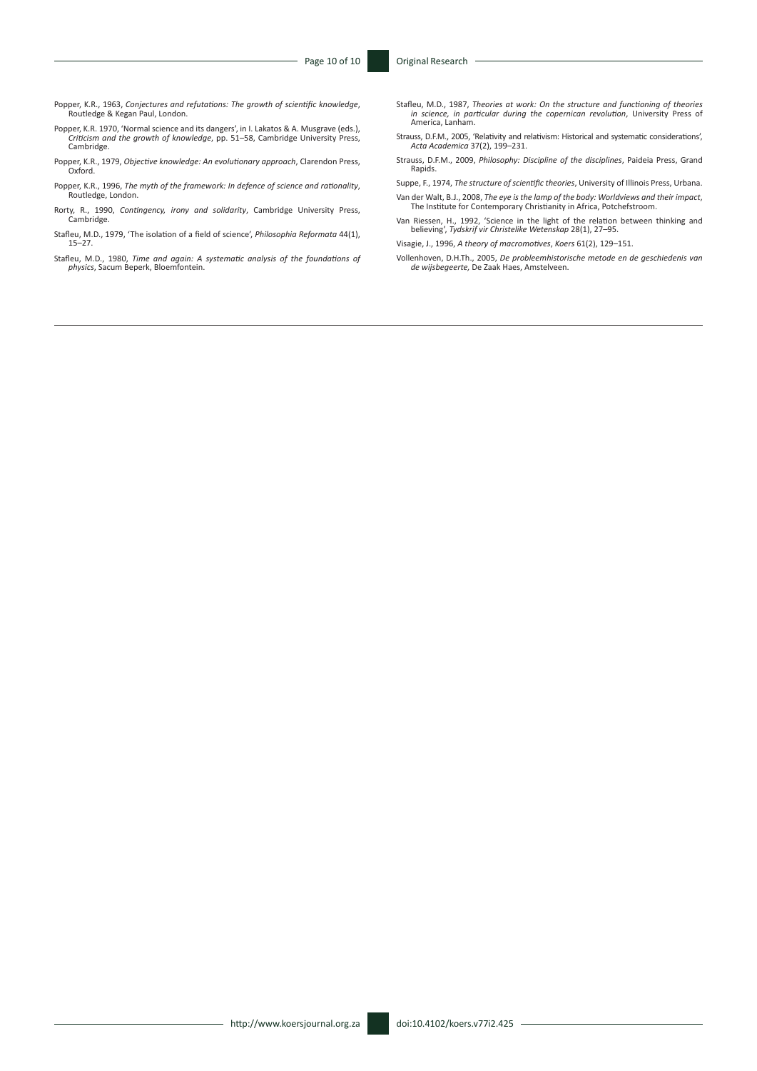Popper, K.R., 1963, *Conjectures and refutations: The growth of scientific knowledge*, Routledge & Kegan Paul, London.

Popper, K.R. 1970, 'Normal science and its dangers', in I. Lakatos & A. Musgrave (eds.), *Criticism and the growth of knowledge*, pp. 51–58, Cambridge University Press, Cambridge.

Popper, K.R., 1979, *Objective knowledge: An evolutionary approach*, Clarendon Press, Oxford.

Popper, K.R., 1996, *The myth of the framework: In defence of science and rationality*, Routledge, London.

Rorty, R., 1990, *Contingency, irony and solidarity*, Cambridge University Press, Cambridge.

Stafleu, M.D., 1979, 'The isolation of a field of science', *Philosophia Reformata* 44(1), 15–27.

Stafleu, M.D., 1980, *Time and again: A systematic analysis of the foundations of physics*, Sacum Beperk, Bloemfontein.

Stafleu, M.D., 1987, *Theories at work: On the structure and functioning of theories in science, in particular during the copernican revolution*, University Press of America, Lanham.

Strauss, D.F.M., 2005, 'Relativity and relativism: Historical and systematic considerations', *Acta Academica* 37(2), 199–231.

Strauss, D.F.M., 2009, *Philosophy: Discipline of the disciplines*, Paideia Press, Grand Rapids.

Suppe, F., 1974, *The structure of scientific theories*, University of Illinois Press, Urbana.

Van der Walt, B.J., 2008, *The eye is the lamp of the body: Worldviews and their impact*, The Institute for Contemporary Christianity in Africa, Potchefstroom.

Van Riessen, H., 1992, 'Science in the light of the relation between thinking and believing', *Tydskrif vir Christelike Wetenskap* 28(1), 27–95.

Visagie, J., 1996, *A theory of macromotives*, *Koers* 61(2), 129–151.

Vollenhoven, D.H.Th., 2005, *De probleemhistorische metode en de geschiedenis van de wijsbegeerte*, De Zaak Haes, Amstelveen.